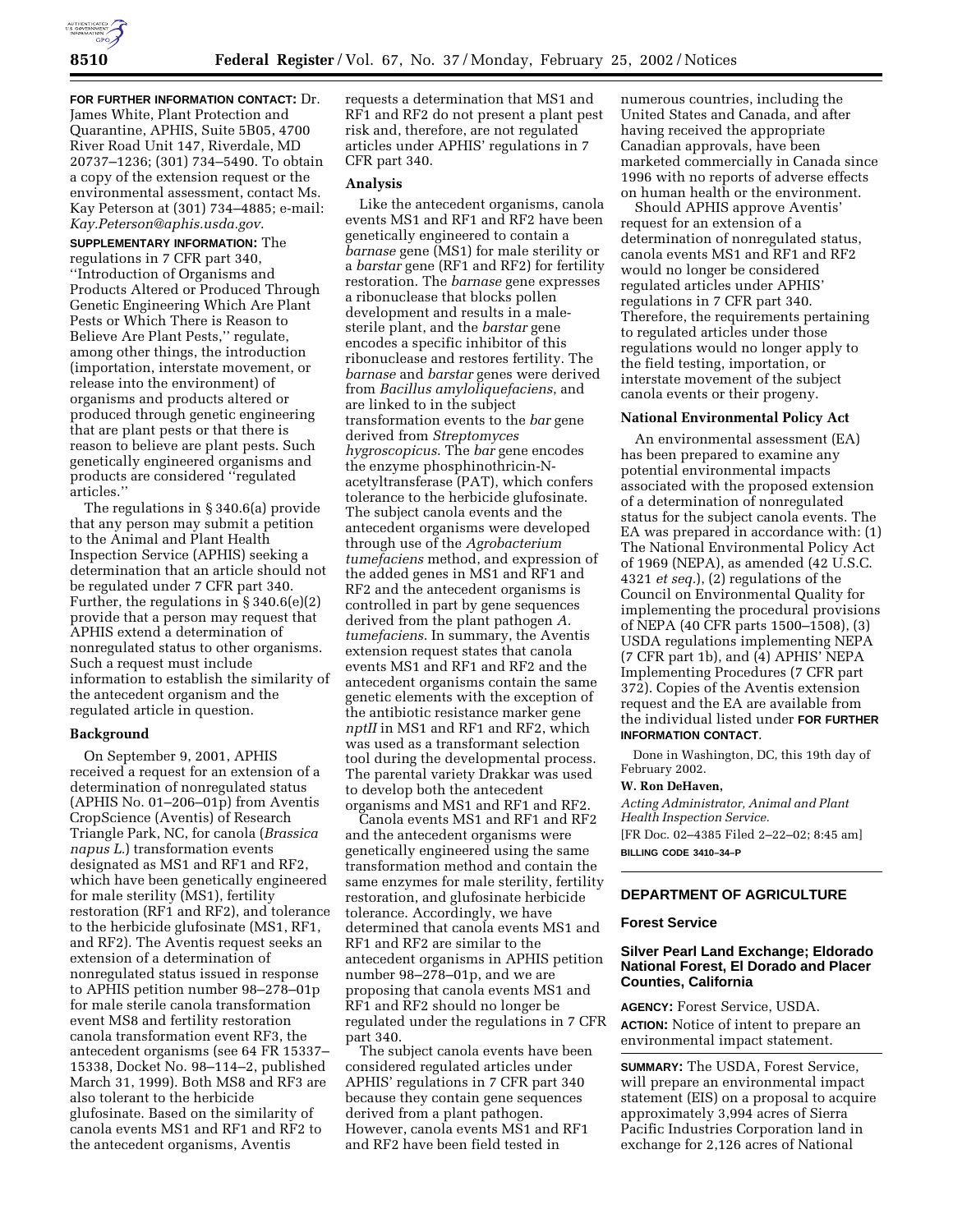**FOR FURTHER INFORMATION CONTACT:** Dr. James White, Plant Protection and Quarantine, APHIS, Suite 5B05, 4700 River Road Unit 147, Riverdale, MD 20737–1236; (301) 734–5490. To obtain a copy of the extension request or the environmental assessment, contact Ms. Kay Peterson at (301) 734–4885; e-mail: *Kay.Peterson@aphis.usda.gov*.

**SUPPLEMENTARY INFORMATION:** The regulations in 7 CFR part 340, ''Introduction of Organisms and Products Altered or Produced Through Genetic Engineering Which Are Plant Pests or Which There is Reason to Believe Are Plant Pests,'' regulate, among other things, the introduction (importation, interstate movement, or release into the environment) of organisms and products altered or produced through genetic engineering that are plant pests or that there is reason to believe are plant pests. Such genetically engineered organisms and products are considered ''regulated articles.''

The regulations in § 340.6(a) provide that any person may submit a petition to the Animal and Plant Health Inspection Service (APHIS) seeking a determination that an article should not be regulated under 7 CFR part 340. Further, the regulations in § 340.6(e)(2) provide that a person may request that APHIS extend a determination of nonregulated status to other organisms. Such a request must include information to establish the similarity of the antecedent organism and the regulated article in question.

## Background

On September 9, 2001, APHIS received a request for an extension of a determination of nonregulated status (APHIS No. 01–206–01p) from Aventis CropScience (Aventis) of Research Triangle Park, NC, for canola (*Brassica napus L.*) transformation events designated as MS1 and RF1 and RF2, which have been genetically engineered for male sterility (MS1), fertility restoration (RF1 and RF2), and tolerance to the herbicide glufosinate (MS1, RF1, and RF2). The Aventis request seeks an extension of a determination of nonregulated status issued in response to APHIS petition number 98–278–01p for male sterile canola transformation event MS8 and fertility restoration canola transformation event RF3, the antecedent organisms (see 64 FR 15337–15338, Docket No. 98–114–2, published March 31, 1999). Both MS8 and RF3 are also tolerant to the herbicide glufosinate. Based on the similarity of canola events MS1 and RF1 and RF2 to the antecedent organisms, Aventis requests a determination that MS1 and RF1 and RF2 do not present a plant pest risk and, therefore, are not regulated articles under APHIS' regulations in 7 CFR part 340.

## Analysis

Like the antecedent organisms, canola events MS1 and RF1 and RF2 have been genetically engineered to contain a *barnase* gene (MS1) for male sterility or a *barstar* gene (RF1 and RF2) for fertility restoration. The *barnase* gene expresses a ribonuclease that blocks pollen development and results in a male-sterile plant, and the *barstar* gene encodes a specific inhibitor of this ribonuclease and restores fertility. The *barnase* and *barstar* genes were derived from *Bacillus amyloliquefaciens*, and are linked to in the subject transformation events to the *bar* gene derived from *Streptomyces hygroscopicus*. The *bar* gene encodes the enzyme phosphinothricin-N-acetyltransferase (PAT), which confers tolerance to the herbicide glufosinate. The subject canola events and the antecedent organisms were developed through use of the *Agrobacterium tumefaciens* method, and expression of the added genes in MS1 and RF1 and RF2 and the antecedent organisms is controlled in part by gene sequences derived from the plant pathogen *A. tumefaciens*. In summary, the Aventis extension request states that canola events MS1 and RF1 and RF2 and the antecedent organisms contain the same genetic elements with the exception of the antibiotic resistance marker gene *nptII* in MS1 and RF1 and RF2, which was used as a transformant selection tool during the developmental process. The parental variety Drakkar was used to develop both the antecedent organisms and MS1 and RF1 and RF2.

Canola events MS1 and RF1 and RF2 and the antecedent organisms were genetically engineered using the same transformation method and contain the same enzymes for male sterility, fertility restoration, and glufosinate herbicide tolerance. Accordingly, we have determined that canola events MS1 and RF1 and RF2 are similar to the antecedent organisms in APHIS petition number 98–278–01p, and we are proposing that canola events MS1 and RF1 and RF2 should no longer be regulated under the regulations in 7 CFR part 340.

The subject canola events have been considered regulated articles under APHIS' regulations in 7 CFR part 340 because they contain gene sequences derived from a plant pathogen. However, canola events MS1 and RF1 and RF2 have been field tested in numerous countries, including the United States and Canada, and after having received the appropriate Canadian approvals, have been marketed commercially in Canada since 1996 with no reports of adverse effects on human health or the environment.

Should APHIS approve Aventis' request for an extension of a determination of nonregulated status, canola events MS1 and RF1 and RF2 would no longer be considered regulated articles under APHIS' regulations in 7 CFR part 340. Therefore, the requirements pertaining to regulated articles under those regulations would no longer apply to the field testing, importation, or interstate movement of the subject canola events or their progeny.

## National Environmental Policy Act

An environmental assessment (EA) has been prepared to examine any potential environmental impacts associated with the proposed extension of a determination of nonregulated status for the subject canola events. The EA was prepared in accordance with: (1) The National Environmental Policy Act of 1969 (NEPA), as amended (42 U.S.C. 4321 *et seq.*), (2) regulations of the Council on Environmental Quality for implementing the procedural provisions of NEPA (40 CFR parts 1500–1508), (3) USDA regulations implementing NEPA (7 CFR part 1b), and (4) APHIS' NEPA Implementing Procedures (7 CFR part 372). Copies of the Aventis extension request and the EA are available from the individual listed under **FOR FURTHER INFORMATION CONTACT**.

Done in Washington, DC, this 19th day of February 2002.

**W. Ron DeHaven,**

*Acting Administrator, Animal and Plant Health Inspection Service.*

[FR Doc. 02–4385 Filed 2–22–02; 8:45 am]

**BILLING CODE 3410–34–P**

---

# DEPARTMENT OF AGRICULTURE

## Forest Service

### Silver Pearl Land Exchange; Eldorado National Forest, El Dorado and Placer Counties, California

**AGENCY:** Forest Service, USDA.

**ACTION:** Notice of intent to prepare an environmental impact statement.

**SUMMARY:** The USDA, Forest Service, will prepare an environmental impact statement (EIS) on a proposal to acquire approximately 3,994 acres of Sierra Pacific Industries Corporation land in exchange for 2,126 acres of National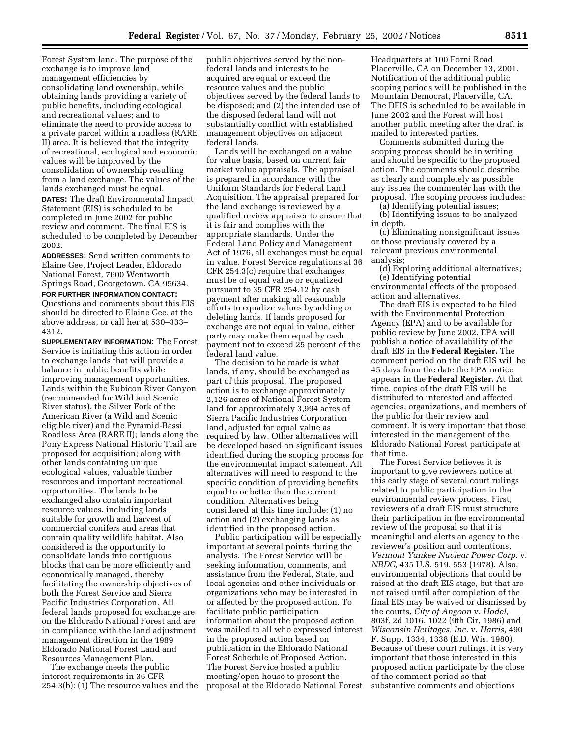Forest System land. The purpose of the exchange is to improve land management efficiencies by consolidating land ownership, while obtaining lands providing a variety of public benefits, including ecological and recreational values; and to eliminate the need to provide access to a private parcel within a roadless (RARE II) area. It is believed that the integrity of recreational, ecological and economic values will be improved by the consolidation of ownership resulting from a land exchange. The values of the lands exchanged must be equal.

**DATES:** The draft Environmental Impact Statement (EIS) is scheduled to be completed in June 2002 for public review and comment. The final EIS is scheduled to be completed by December 2002.

**ADDRESSES:** Send written comments to Elaine Gee, Project Leader, Eldorado National Forest, 7600 Wentworth Springs Road, Georgetown, CA 95634.

**FOR FURTHER INFORMATION CONTACT:** Questions and comments about this EIS should be directed to Elaine Gee, at the above address, or call her at 530–333–4312.

**SUPPLEMENTARY INFORMATION:** The Forest Service is initiating this action in order to exchange lands that will provide a balance in public benefits while improving management opportunities. Lands within the Rubicon River Canyon (recommended for Wild and Scenic River status), the Silver Fork of the American River (a Wild and Scenic eligible river) and the Pyramid-Bassi Roadless Area (RARE II); lands along the Pony Express National Historic Trail are proposed for acquisition; along with other lands containing unique ecological values, valuable timber resources and important recreational opportunities. The lands to be exchanged also contain important resource values, including lands suitable for growth and harvest of commercial conifers and areas that contain quality wildlife habitat. Also considered is the opportunity to consolidate lands into contiguous blocks that can be more efficiently and economically managed, thereby facilitating the ownership objectives of both the Forest Service and Sierra Pacific Industries Corporation. All federal lands proposed for exchange are on the Eldorado National Forest and are in compliance with the land adjustment management direction in the 1989 Eldorado National Forest Land and Resources Management Plan.

The exchange meets the public interest requirements in 36 CFR 254.3(b): (1) The resource values and the public objectives served by the non-federal lands and interests to be acquired are equal or exceed the resource values and the public objectives served by the federal lands to be disposed; and (2) the intended use of the disposed federal land will not substantially conflict with established management objectives on adjacent federal lands.

Lands will be exchanged on a value for value basis, based on current fair market value appraisals. The appraisal is prepared in accordance with the Uniform Standards for Federal Land Acquisition. The appraisal prepared for the land exchange is reviewed by a qualified review appraiser to ensure that it is fair and complies with the appropriate standards. Under the Federal Land Policy and Management Act of 1976, all exchanges must be equal in value. Forest Service regulations at 36 CFR 254.3(c) require that exchanges must be of equal value or equalized pursuant to 35 CFR 254.12 by cash payment after making all reasonable efforts to equalize values by adding or deleting lands. If lands proposed for exchange are not equal in value, either party may make them equal by cash payment not to exceed 25 percent of the federal land value.

The decision to be made is what lands, if any, should be exchanged as part of this proposal. The proposed action is to exchange approximately 2,126 acres of National Forest System land for approximately 3,994 acres of Sierra Pacific Industries Corporation land, adjusted for equal value as required by law. Other alternatives will be developed based on significant issues identified during the scoping process for the environmental impact statement. All alternatives will need to respond to the specific condition of providing benefits equal to or better than the current condition. Alternatives being considered at this time include: (1) no action and (2) exchanging lands as identified in the proposed action.

Public participation will be especially important at several points during the analysis. The Forest Service will be seeking information, comments, and assistance from the Federal, State, and local agencies and other individuals or organizations who may be interested in or affected by the proposed action. To facilitate public participation information about the proposed action was mailed to all who expressed interest in the proposed action based on publication in the Eldorado National Forest Schedule of Proposed Action. The Forest Service hosted a public meeting/open house to present the proposal at the Eldorado National Forest Headquarters at 100 Forni Road Placerville, CA on December 13, 2001. Notification of the additional public scoping periods will be published in the Mountain Democrat, Placerville, CA. The DEIS is scheduled to be available in June 2002 and the Forest will host another public meeting after the draft is mailed to interested parties.

Comments submitted during the scoping process should be in writing and should be specific to the proposed action. The comments should describe as clearly and completely as possible any issues the commenter has with the proposal. The scoping process includes:

(a) Identifying potential issues;

(b) Identifying issues to be analyzed in depth.

(c) Eliminating nonsignificant issues or those previously covered by a relevant previous environmental analysis;

(d) Exploring additional alternatives;

(e) Identifying potential environmental effects of the proposed action and alternatives.

The draft EIS is expected to be filed with the Environmental Protection Agency (EPA) and to be available for public review by June 2002. EPA will publish a notice of availability of the draft EIS in the **Federal Register.** The comment period on the draft EIS will be 45 days from the date the EPA notice appears in the **Federal Register.** At that time, copies of the draft EIS will be distributed to interested and affected agencies, organizations, and members of the public for their review and comment. It is very important that those interested in the management of the Eldorado National Forest participate at that time.

The Forest Service believes it is important to give reviewers notice at this early stage of several court rulings related to public participation in the environmental review process. First, reviewers of a draft EIS must structure their participation in the environmental review of the proposal so that it is meaningful and alerts an agency to the reviewer's position and contentions, *Vermont Yankee Nuclear Power Corp.* v. *NRDC,* 435 U.S. 519, 553 (1978). Also, environmental objections that could be raised at the draft EIS stage, but that are not raised until after completion of the final EIS may be waived or dismissed by the courts, *City of Angoon* v. *Hodel,* 803f. 2d 1016, 1022 (9th Cir, 1986) and *Wisconsin Heritages, Inc.* v. *Harris,* 490 F. Supp. 1334, 1338 (E.D. Wis. 1980). Because of these court rulings, it is very important that those interested in this proposed action participate by the close of the comment period so that substantive comments and objections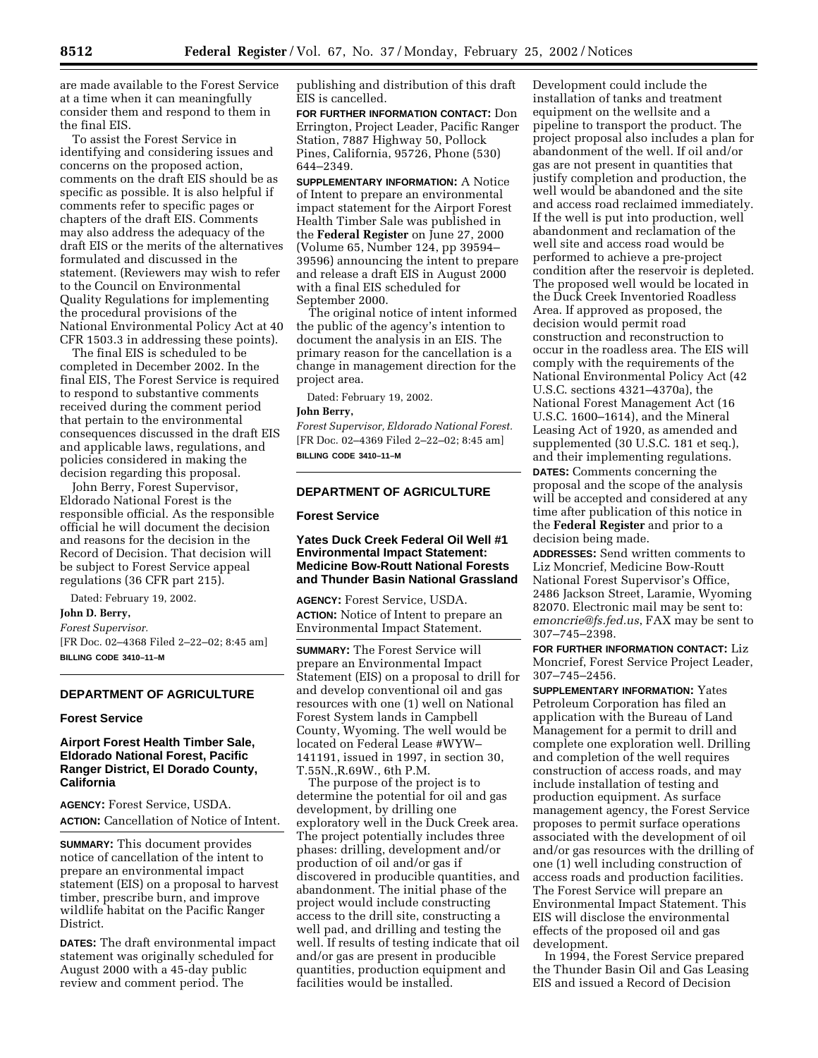are made available to the Forest Service at a time when it can meaningfully consider them and respond to them in the final EIS.

To assist the Forest Service in identifying and considering issues and concerns on the proposed action, comments on the draft EIS should be as specific as possible. It is also helpful if comments refer to specific pages or chapters of the draft EIS. Comments may also address the adequacy of the draft EIS or the merits of the alternatives formulated and discussed in the statement. (Reviewers may wish to refer to the Council on Environmental Quality Regulations for implementing the procedural provisions of the National Environmental Policy Act at 40 CFR 1503.3 in addressing these points).

The final EIS is scheduled to be completed in December 2002. In the final EIS, The Forest Service is required to respond to substantive comments received during the comment period that pertain to the environmental consequences discussed in the draft EIS and applicable laws, regulations, and policies considered in making the decision regarding this proposal.

John Berry, Forest Supervisor, Eldorado National Forest is the responsible official. As the responsible official he will document the decision and reasons for the decision in the Record of Decision. That decision will be subject to Forest Service appeal regulations (36 CFR part 215).

Dated: February 19, 2002.

**John D. Berry,**

*Forest Supervisor.*

[FR Doc. 02–4368 Filed 2–22–02; 8:45 am]

**BILLING CODE 3410–11–M**

---

## DEPARTMENT OF AGRICULTURE

### Forest Service

### Airport Forest Health Timber Sale, Eldorado National Forest, Pacific Ranger District, El Dorado County, California

**AGENCY:** Forest Service, USDA.

**ACTION:** Cancellation of Notice of Intent.

**SUMMARY:** This document provides notice of cancellation of the intent to prepare an environmental impact statement (EIS) on a proposal to harvest timber, prescribe burn, and improve wildlife habitat on the Pacific Ranger District.

**DATES:** The draft environmental impact statement was originally scheduled for August 2000 with a 45-day public review and comment period. The publishing and distribution of this draft EIS is cancelled.

**FOR FURTHER INFORMATION CONTACT:** Don Errington, Project Leader, Pacific Ranger Station, 7887 Highway 50, Pollock Pines, California, 95726, Phone (530) 644–2349.

**SUPPLEMENTARY INFORMATION:** A Notice of Intent to prepare an environmental impact statement for the Airport Forest Health Timber Sale was published in the **Federal Register** on June 27, 2000 (Volume 65, Number 124, pp 39594–39596) announcing the intent to prepare and release a draft EIS in August 2000 with a final EIS scheduled for September 2000.

The original notice of intent informed the public of the agency's intention to document the analysis in an EIS. The primary reason for the cancellation is a change in management direction for the project area.

Dated: February 19, 2002.

**John Berry,**

*Forest Supervisor, Eldorado National Forest.*

[FR Doc. 02–4369 Filed 2–22–02; 8:45 am]

**BILLING CODE 3410–11–M**

---

## DEPARTMENT OF AGRICULTURE

### Forest Service

### Yates Duck Creek Federal Oil Well #1 Environmental Impact Statement: Medicine Bow-Routt National Forests and Thunder Basin National Grassland

**AGENCY:** Forest Service, USDA.

**ACTION:** Notice of Intent to prepare an Environmental Impact Statement.

**SUMMARY:** The Forest Service will prepare an Environmental Impact Statement (EIS) on a proposal to drill for and develop conventional oil and gas resources with one (1) well on National Forest System lands in Campbell County, Wyoming. The well would be located on Federal Lease #WYW–141191, issued in 1997, in section 30, T.55N.,R.69W., 6th P.M.

The purpose of the project is to determine the potential for oil and gas development, by drilling one exploratory well in the Duck Creek area. The project potentially includes three phases: drilling, development and/or production of oil and/or gas if discovered in producible quantities, and abandonment. The initial phase of the project would include constructing access to the drill site, constructing a well pad, and drilling and testing the well. If results of testing indicate that oil and/or gas are present in producible quantities, production equipment and facilities would be installed. Development could include the installation of tanks and treatment equipment on the wellsite and a pipeline to transport the product. The project proposal also includes a plan for abandonment of the well. If oil and/or gas are not present in quantities that justify completion and production, the well would be abandoned and the site and access road reclaimed immediately. If the well is put into production, well abandonment and reclamation of the well site and access road would be performed to achieve a pre-project condition after the reservoir is depleted. The proposed well would be located in the Duck Creek Inventoried Roadless Area. If approved as proposed, the decision would permit road construction and reconstruction to occur in the roadless area. The EIS will comply with the requirements of the National Environmental Policy Act (42 U.S.C. sections 4321–4370a), the National Forest Management Act (16 U.S.C. 1600–1614), and the Mineral Leasing Act of 1920, as amended and supplemented (30 U.S.C. 181 et seq.), and their implementing regulations.

**DATES:** Comments concerning the proposal and the scope of the analysis will be accepted and considered at any time after publication of this notice in the **Federal Register** and prior to a decision being made.

**ADDRESSES:** Send written comments to Liz Moncrief, Medicine Bow-Routt National Forest Supervisor's Office, 2486 Jackson Street, Laramie, Wyoming 82070. Electronic mail may be sent to: *emoncrie@fs.fed.us*, FAX may be sent to 307–745–2398.

**FOR FURTHER INFORMATION CONTACT:** Liz Moncrief, Forest Service Project Leader, 307–745–2456.

**SUPPLEMENTARY INFORMATION:** Yates Petroleum Corporation has filed an application with the Bureau of Land Management for a permit to drill and complete one exploration well. Drilling and completion of the well requires construction of access roads, and may include installation of testing and production equipment. As surface management agency, the Forest Service proposes to permit surface operations associated with the development of oil and/or gas resources with the drilling of one (1) well including construction of access roads and production facilities. The Forest Service will prepare an Environmental Impact Statement. This EIS will disclose the environmental effects of the proposed oil and gas development.

In 1994, the Forest Service prepared the Thunder Basin Oil and Gas Leasing EIS and issued a Record of Decision